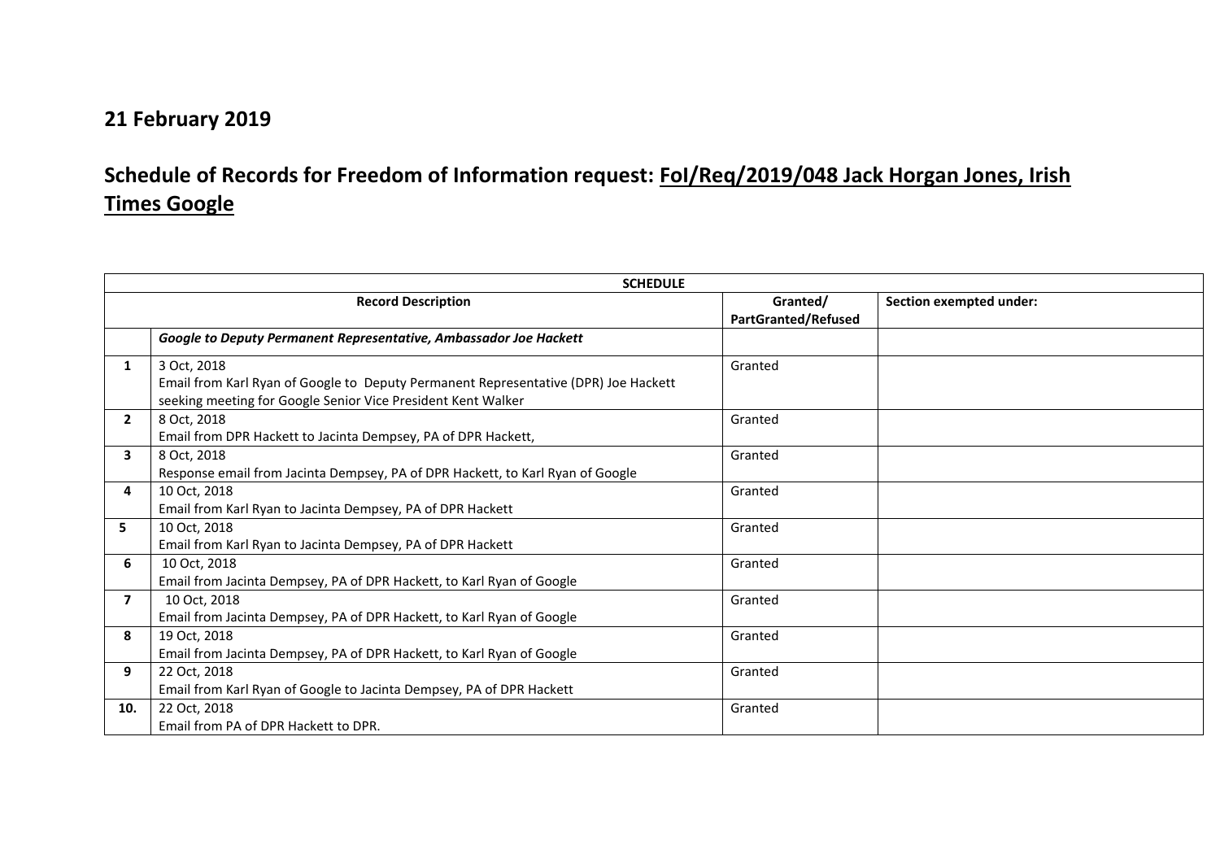**21 February 2019**

## Schedule of Records for Freedom of Information request: FoI/Req/2019/048 Jack Horgan Jones, Irish Times Google

| SCHEDULE | | | |
|---|---|---|---|
| | **Record Description** | **Granted/ PartGranted/Refused** | **Section exempted under:** |
| | ***Google to Deputy Permanent Representative, Ambassador Joe Hackett*** | | |
| **1** | 3 Oct, 2018<br>Email from Karl Ryan of Google to Deputy Permanent Representative (DPR) Joe Hackett seeking meeting for Google Senior Vice President Kent Walker | Granted | |
| **2** | 8 Oct, 2018<br>Email from DPR Hackett to Jacinta Dempsey, PA of DPR Hackett, | Granted | |
| **3** | 8 Oct, 2018<br>Response email from Jacinta Dempsey, PA of DPR Hackett, to Karl Ryan of Google | Granted | |
| **4** | 10 Oct, 2018<br>Email from Karl Ryan to Jacinta Dempsey, PA of DPR Hackett | Granted | |
| **5** | 10 Oct, 2018<br>Email from Karl Ryan to Jacinta Dempsey, PA of DPR Hackett | Granted | |
| **6** | 10 Oct, 2018<br>Email from Jacinta Dempsey, PA of DPR Hackett, to Karl Ryan of Google | Granted | |
| **7** | 10 Oct, 2018<br>Email from Jacinta Dempsey, PA of DPR Hackett, to Karl Ryan of Google | Granted | |
| **8** | 19 Oct, 2018<br>Email from Jacinta Dempsey, PA of DPR Hackett, to Karl Ryan of Google | Granted | |
| **9** | 22 Oct, 2018<br>Email from Karl Ryan of Google to Jacinta Dempsey, PA of DPR Hackett | Granted | |
| **10.** | 22 Oct, 2018<br>Email from PA of DPR Hackett to DPR. | Granted | |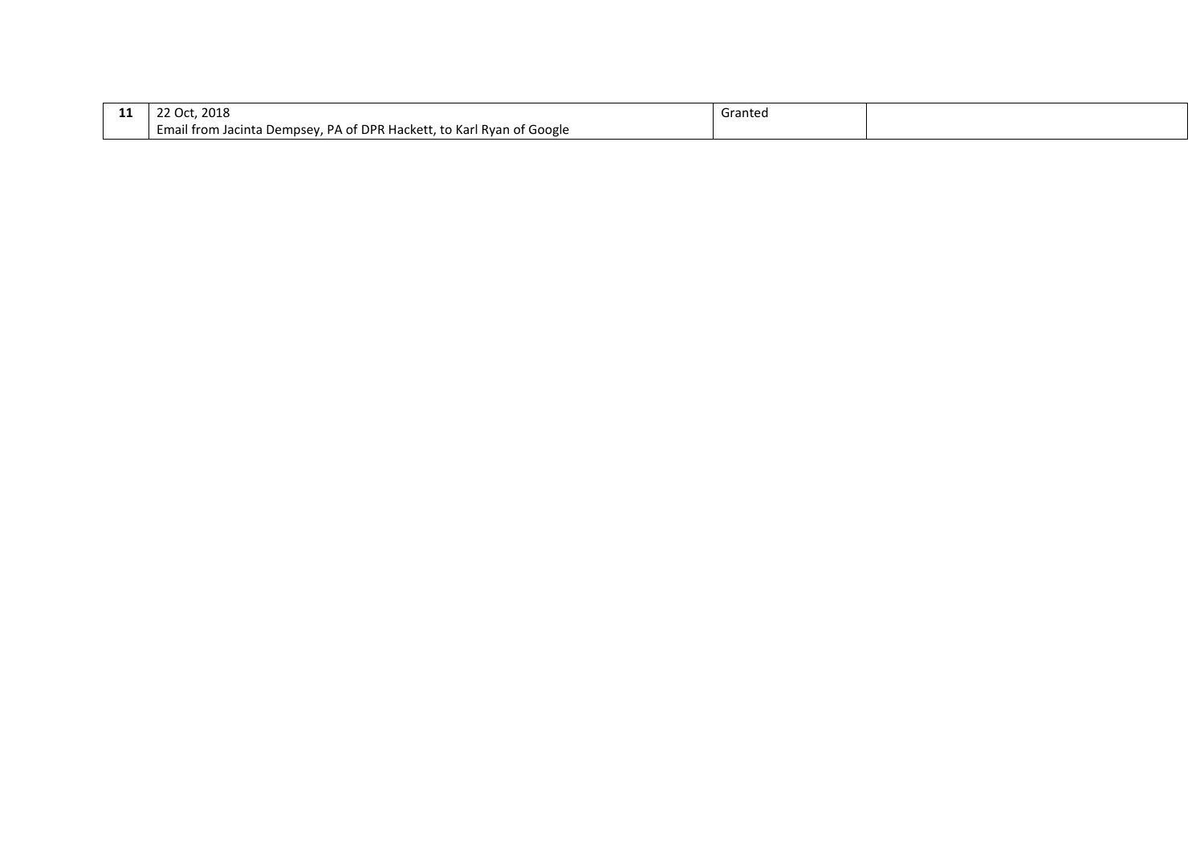| | | | |
|---|---|---|---|
| **11** | 22 Oct, 2018<br>Email from Jacinta Dempsey, PA of DPR Hackett, to Karl Ryan of Google | Granted | |